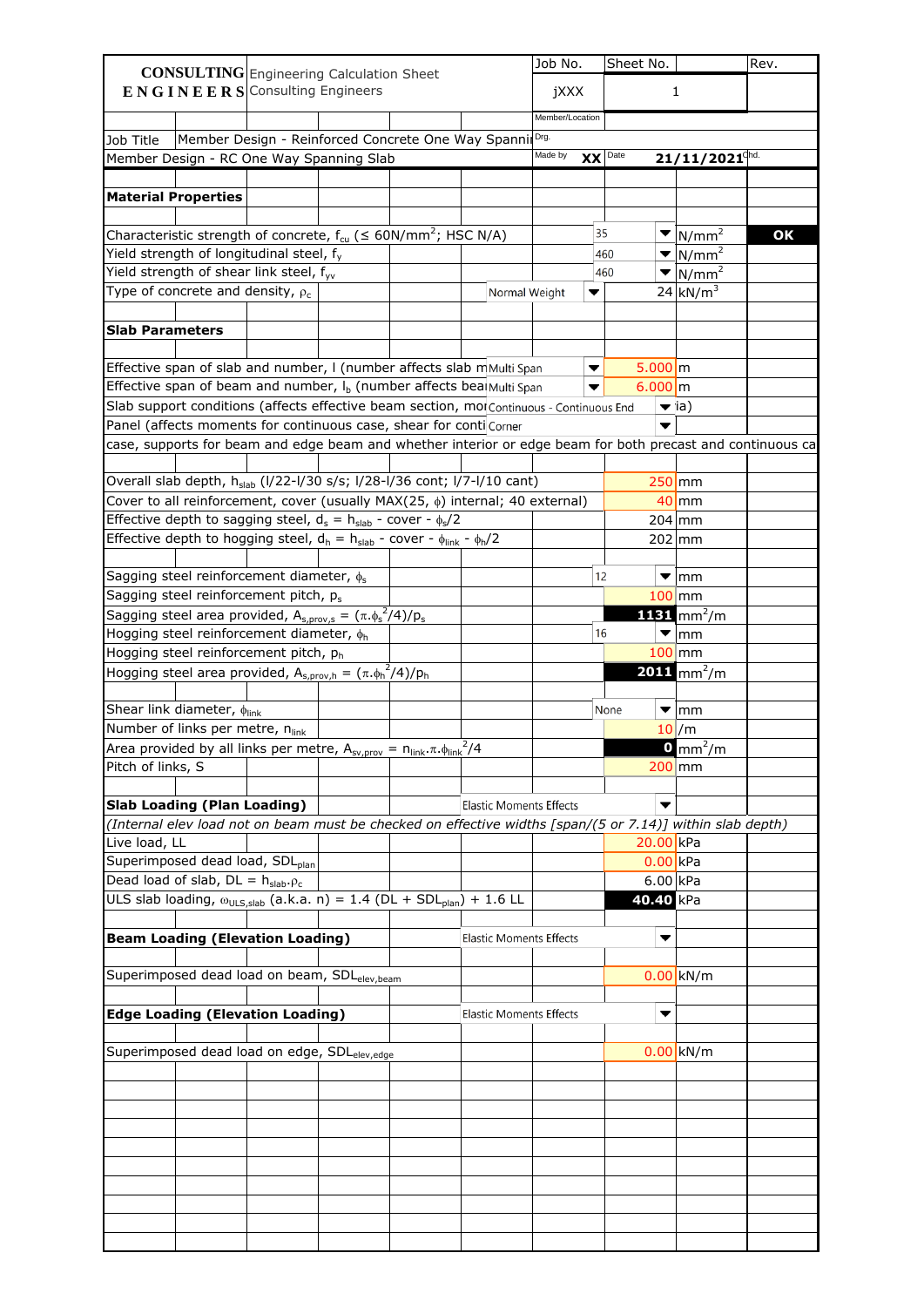| CONSULTING ENGINEERS | Engineering Calculation Sheet Consulting Engineers | Job No. | Sheet No. | Rev. |
|---|---|---|---|---|
| | | jXXX | 1 | |
| | | Member/Location | | |
| Job Title | Member Design - Reinforced Concrete One Way Spanni | Drg. | | |
| Member Design - RC One Way Spanning Slab | | Made by XX | Date 21/11/2021 | Chd. |

**Material Properties**

| Item | Value | Unit | |
|---|---|---|---|
| Characteristic strength of concrete, $f_{cu}$ (≤ 60N/mm$^2$; HSC N/A) | 35 | N/mm$^2$ | **OK** |
| Yield strength of longitudinal steel, $f_y$ | 460 | N/mm$^2$ | |
| Yield strength of shear link steel, $f_{yv}$ | 460 | N/mm$^2$ | |
| Type of concrete and density, $\rho_c$ | Normal Weight 24 | kN/m$^3$ | |

**Slab Parameters**

| Item | | Value | Unit |
|---|---|---|---|
| Effective span of slab and number, l (number affects slab m | Multi Span | 5.000 | m |
| Effective span of beam and number, $l_b$ (number affects bea | Multi Span | 6.000 | m |
| Slab support conditions (affects effective beam section, mo | Continuous - Continuous End | | ia) |
| Panel (affects moments for continuous case, shear for conti | Corner | | |

case, supports for beam and edge beam and whether interior or edge beam for both precast and continuous ca

| Item | Value | Unit |
|---|---|---|
| Overall slab depth, $h_{slab}$ (l/22-l/30 s/s; l/28-l/36 cont; l/7-l/10 cant) | 250 | mm |
| Cover to all reinforcement, cover (usually MAX(25, $\phi$) internal; 40 external) | 40 | mm |
| Effective depth to sagging steel, $d_s = h_{slab}$ - cover - $\phi_s/2$ | 204 | mm |
| Effective depth to hogging steel, $d_h = h_{slab}$ - cover - $\phi_{link}$ - $\phi_h/2$ | 202 | mm |
| Sagging steel reinforcement diameter, $\phi_s$ | 12 | mm |
| Sagging steel reinforcement pitch, $p_s$ | 100 | mm |
| Sagging steel area provided, $A_{s,prov,s} = (\pi.\phi_s^2/4)/p_s$ | **1131** | mm$^2$/m |
| Hogging steel reinforcement diameter, $\phi_h$ | 16 | mm |
| Hogging steel reinforcement pitch, $p_h$ | 100 | mm |
| Hogging steel area provided, $A_{s,prov,h} = (\pi.\phi_h^2/4)/p_h$ | **2011** | mm$^2$/m |
| Shear link diameter, $\phi_{link}$ | None | mm |
| Number of links per metre, $n_{link}$ | 10 | /m |
| Area provided by all links per metre, $A_{sv,prov} = n_{link}.\pi.\phi_{link}^2/4$ | **0** | mm$^2$/m |
| Pitch of links, S | 200 | mm |

**Slab Loading (Plan Loading)** — Elastic Moments Effects

*(Internal elev load not on beam must be checked on effective widths [span/(5 or 7.14)] within slab depth)*

| Item | Value | Unit |
|---|---|---|
| Live load, LL | 20.00 | kPa |
| Superimposed dead load, $SDL_{plan}$ | 0.00 | kPa |
| Dead load of slab, DL = $h_{slab}.\rho_c$ | 6.00 | kPa |
| ULS slab loading, $\omega_{ULS,slab}$ (a.k.a. n) = 1.4 (DL + $SDL_{plan}$) + 1.6 LL | **40.40** | kPa |

**Beam Loading (Elevation Loading)** — Elastic Moments Effects

| Item | Value | Unit |
|---|---|---|
| Superimposed dead load on beam, $SDL_{elev,beam}$ | 0.00 | kN/m |

**Edge Loading (Elevation Loading)** — Elastic Moments Effects

| Item | Value | Unit |
|---|---|---|
| Superimposed dead load on edge, $SDL_{elev,edge}$ | 0.00 | kN/m |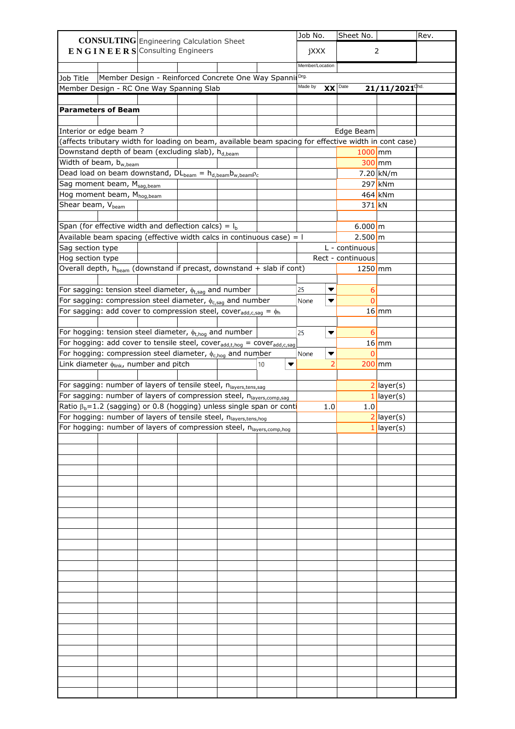| CONSULTING ENGINEERS | Engineering Calculation Sheet<br>Consulting Engineers | Job No. | Sheet No. | Rev. |
|---|---|---|---|---|
| | | jXXX | 2 | |
| | | Member/Location | | |
| Job Title | Member Design - Reinforced Concrete One Way Spanning Slab | Drg. | | |
| Member Design - RC One Way Spanning Slab | | Made by XX | Date 21/11/2021 | Chd. |

**Parameters of Beam**

| Parameter | | Value | Unit |
|---|---|---|---|
| Interior or edge beam ? | | Edge Beam | |
| (affects tributary width for loading on beam, available beam spacing for effective width in cont case) | | | |
| Downstand depth of beam (excluding slab), $h_{d,beam}$ | | 1000 | mm |
| Width of beam, $b_{w,beam}$ | | 300 | mm |
| Dead load on beam downstand, $DL_{beam} = h_{d,beam} b_{w,beam} \rho_c$ | | 7.20 | kN/m |
| Sag moment beam, $M_{sag,beam}$ | | 297 | kNm |
| Hog moment beam, $M_{hog,beam}$ | | 464 | kNm |
| Shear beam, $V_{beam}$ | | 371 | kN |
| | | | |
| Span (for effective width and deflection calcs) = $l_b$ | | 6.000 | m |
| Available beam spacing (effective width calcs in continuous case) = l | | 2.500 | m |
| Sag section type | | L - continuous | |
| Hog section type | | Rect - continuous | |
| Overall depth, $h_{beam}$ (downstand if precast, downstand + slab if cont) | | 1250 | mm |
| | | | |
| For sagging: tension steel diameter, $\phi_{t,sag}$ and number | 25 | 6 | |
| For sagging: compression steel diameter, $\phi_{c,sag}$ and number | None | 0 | |
| For sagging: add cover to compression steel, $cover_{add,c,sag} = \phi_h$ | | 16 | mm |
| | | | |
| For hogging: tension steel diameter, $\phi_{t,hog}$ and number | 25 | 6 | |
| For hogging: add cover to tensile steel, $cover_{add,t,hog} = cover_{add,c,sag}$ | | 16 | mm |
| For hogging: compression steel diameter, $\phi_{c,hog}$ and number | None | 0 | |
| Link diameter $\phi_{link}$, number and pitch | 10 / 2 | 200 | mm |
| | | | |
| For sagging: number of layers of tensile steel, $n_{layers,tens,sag}$ | | 2 | layer(s) |
| For sagging: number of layers of compression steel, $n_{layers,comp,sag}$ | | 1 | layer(s) |
| Ratio $\beta_b$=1.2 (sagging) or 0.8 (hogging) unless single span or conti | 1.0 | 1.0 | |
| For hogging: number of layers of tensile steel, $n_{layers,tens,hog}$ | | 2 | layer(s) |
| For hogging: number of layers of compression steel, $n_{layers,comp,hog}$ | | 1 | layer(s) |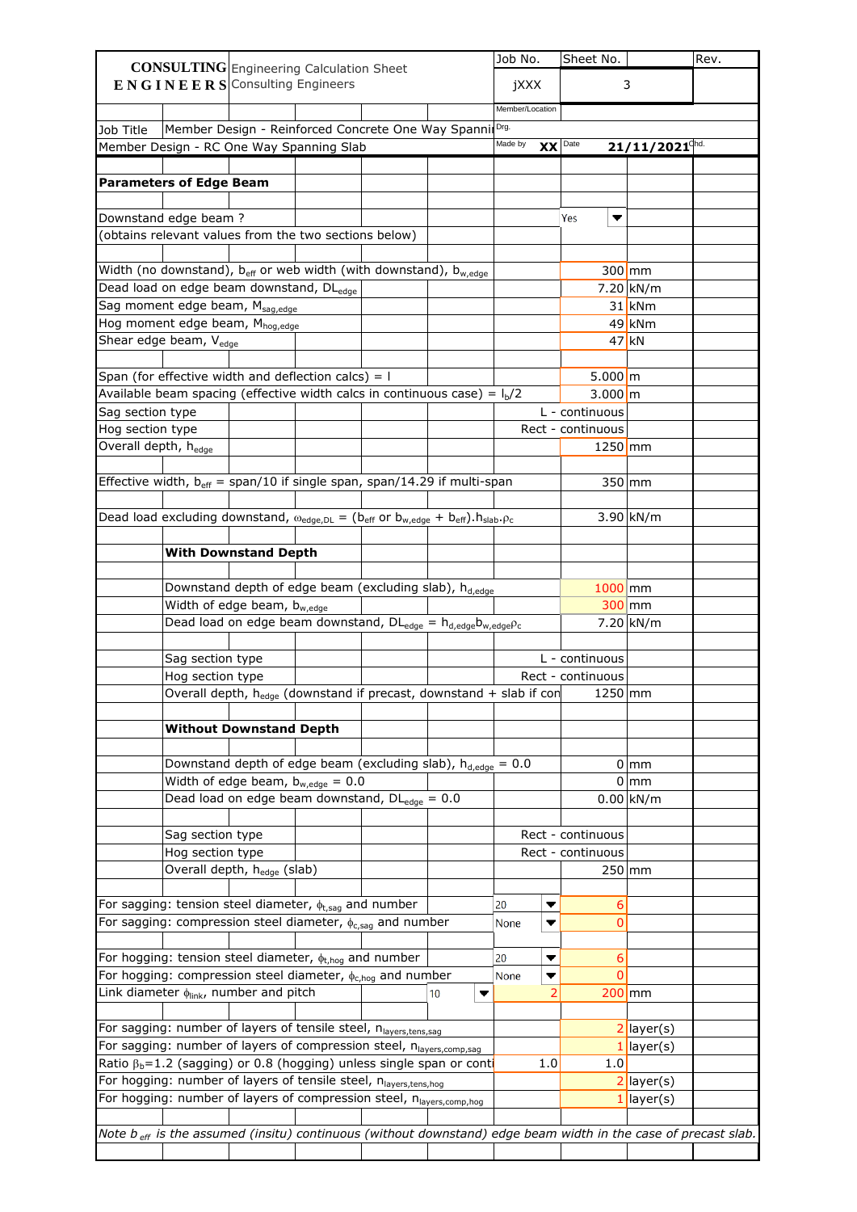| CONSULTING ENGINEERS | Engineering Calculation Sheet<br>Consulting Engineers | Job No.<br>jXXX | Sheet No.<br>3 | Rev. |
|---|---|---|---|---|
| | | Member/Location | | |
| Job Title | Member Design - Reinforced Concrete One Way Spanni | Drg. | | |
| Member Design - RC One Way Spanning Slab | | Made by XX | Date 21/11/2021 | Chd. |

**Parameters of Edge Beam**

| | | |
|---|---|---|
| Downstand edge beam ? | Yes | |
| (obtains relevant values from the two sections below) | | |
| Width (no downstand), $b_{eff}$ or web width (with downstand), $b_{w,edge}$ | 300 | mm |
| Dead load on edge beam downstand, $DL_{edge}$ | 7.20 | kN/m |
| Sag moment edge beam, $M_{sag,edge}$ | 31 | kNm |
| Hog moment edge beam, $M_{hog,edge}$ | 49 | kNm |
| Shear edge beam, $V_{edge}$ | 47 | kN |
| Span (for effective width and deflection calcs) = l | 5.000 | m |
| Available beam spacing (effective width calcs in continuous case) = $l_b/2$ | 3.000 | m |
| Sag section type | L - continuous | |
| Hog section type | Rect - continuous | |
| Overall depth, $h_{edge}$ | 1250 | mm |
| Effective width, $b_{eff}$ = span/10 if single span, span/14.29 if multi-span | 350 | mm |
| Dead load excluding downstand, $\omega_{edge,DL}$ = ($b_{eff}$ or $b_{w,edge}$ + $b_{eff}$).$h_{slab}$.$\rho_c$ | 3.90 | kN/m |

**With Downstand Depth**

| | | |
|---|---|---|
| Downstand depth of edge beam (excluding slab), $h_{d,edge}$ | 1000 | mm |
| Width of edge beam, $b_{w,edge}$ | 300 | mm |
| Dead load on edge beam downstand, $DL_{edge}$ = $h_{d,edge}b_{w,edge}\rho_c$ | 7.20 | kN/m |
| Sag section type | L - continuous | |
| Hog section type | Rect - continuous | |
| Overall depth, $h_{edge}$ (downstand if precast, downstand + slab if con | 1250 | mm |

**Without Downstand Depth**

| | | |
|---|---|---|
| Downstand depth of edge beam (excluding slab), $h_{d,edge}$ = 0.0 | 0 | mm |
| Width of edge beam, $b_{w,edge}$ = 0.0 | 0 | mm |
| Dead load on edge beam downstand, $DL_{edge}$ = 0.0 | 0.00 | kN/m |
| Sag section type | Rect - continuous | |
| Hog section type | Rect - continuous | |
| Overall depth, $h_{edge}$ (slab) | 250 | mm |

| | | | |
|---|---|---|---|
| For sagging: tension steel diameter, $\phi_{t,sag}$ and number | 20 | 6 | |
| For sagging: compression steel diameter, $\phi_{c,sag}$ and number | None | 0 | |
| For hogging: tension steel diameter, $\phi_{t,hog}$ and number | 20 | 6 | |
| For hogging: compression steel diameter, $\phi_{c,hog}$ and number | None | 0 | |
| Link diameter $\phi_{link}$, number and pitch | 10 / 2 | 200 | mm |
| For sagging: number of layers of tensile steel, $n_{layers,tens,sag}$ | | 2 | layer(s) |
| For sagging: number of layers of compression steel, $n_{layers,comp,sag}$ | | 1 | layer(s) |
| Ratio $\beta_b$=1.2 (sagging) or 0.8 (hogging) unless single span or conti | 1.0 | 1.0 | |
| For hogging: number of layers of tensile steel, $n_{layers,tens,hog}$ | | 2 | layer(s) |
| For hogging: number of layers of compression steel, $n_{layers,comp,hog}$ | | 1 | layer(s) |

*Note $b_{eff}$ is the assumed (insitu) continuous (without downstand) edge beam width in the case of precast slab.*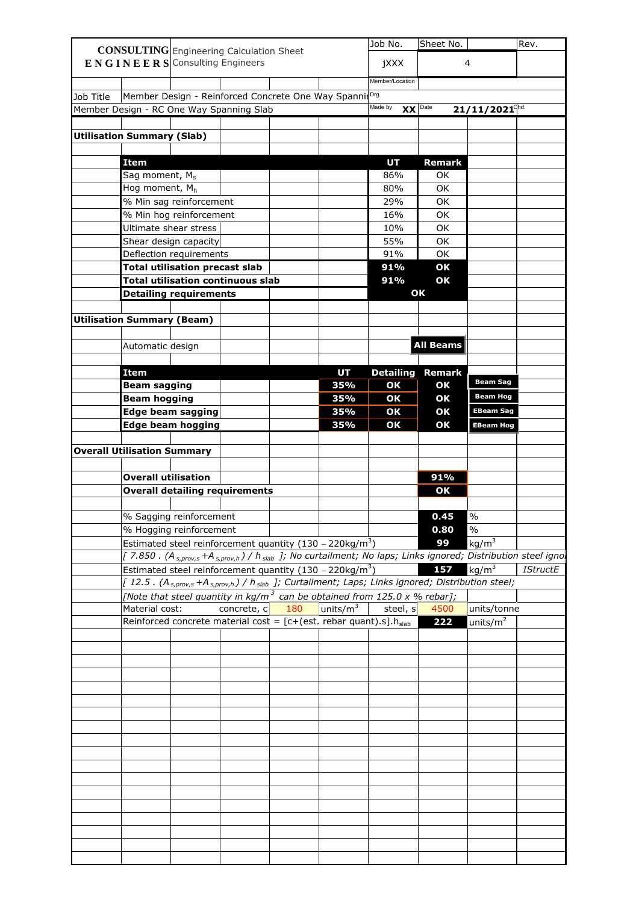**CONSULTING ENGINEERS** Engineering Calculation Sheet
Consulting Engineers

| Job No. | Sheet No. | Rev. |
|---|---|---|
| jXXX | 4 | |

Member/Location:
Drg.:
Made by: XX | Date: 21/11/2021 | Chd.

Job Title: Member Design - Reinforced Concrete One Way Spanning Slab

Member Design - RC One Way Spanning Slab

## Utilisation Summary (Slab)

| Item | UT | Remark |
|---|---|---|
| Sag moment, $M_s$ | 86% | OK |
| Hog moment, $M_h$ | 80% | OK |
| % Min sag reinforcement | 29% | OK |
| % Min hog reinforcement | 16% | OK |
| Ultimate shear stress | 10% | OK |
| Shear design capacity | 55% | OK |
| Deflection requirements | 91% | OK |
| **Total utilisation precast slab** | **91%** | **OK** |
| **Total utilisation continuous slab** | **91%** | **OK** |
| **Detailing requirements** | | **OK** |

## Utilisation Summary (Beam)

Automatic design — **All Beams**

| Item | UT | Detailing | Remark | |
|---|---|---|---|---|
| **Beam sagging** | **35%** | **OK** | **OK** | Beam Sag |
| **Beam hogging** | **35%** | **OK** | **OK** | Beam Hog |
| **Edge beam sagging** | **35%** | **OK** | **OK** | EBeam Sag |
| **Edge beam hogging** | **35%** | **OK** | **OK** | EBeam Hog |

## Overall Utilisation Summary

| | | |
|---|---|---|
| **Overall utilisation** | **91%** | |
| **Overall detailing requirements** | **OK** | |
| % Sagging reinforcement | **0.45** | % |
| % Hogging reinforcement | **0.80** | % |
| Estimated steel reinforcement quantity (130 – 220kg/m$^3$) | **99** | kg/m$^3$ |

*[ 7.850 . ($A_{s,prov,s}$ +$A_{s,prov,h}$ ) / $h_{slab}$ ]; No curtailment; No laps; Links ignored; Distribution steel ignored*

| | | | |
|---|---|---|---|
| Estimated steel reinforcement quantity (130 – 220kg/m$^3$) | **157** | kg/m$^3$ | *IStructE* |

*[ 12.5 . ($A_{s,prov,s}$ +$A_{s,prov,h}$ ) / $h_{slab}$ ]; Curtailment; Laps; Links ignored; Distribution steel;*

*[Note that steel quantity in kg/m$^3$ can be obtained from 125.0 x % rebar];*

| Material cost: | concrete, c | 180 | units/m$^3$ | steel, s | 4500 | units/tonne |
|---|---|---|---|---|---|---|

Reinforced concrete material cost = [c+(est. rebar quant).s].$h_{slab}$ — **222** units/m$^2$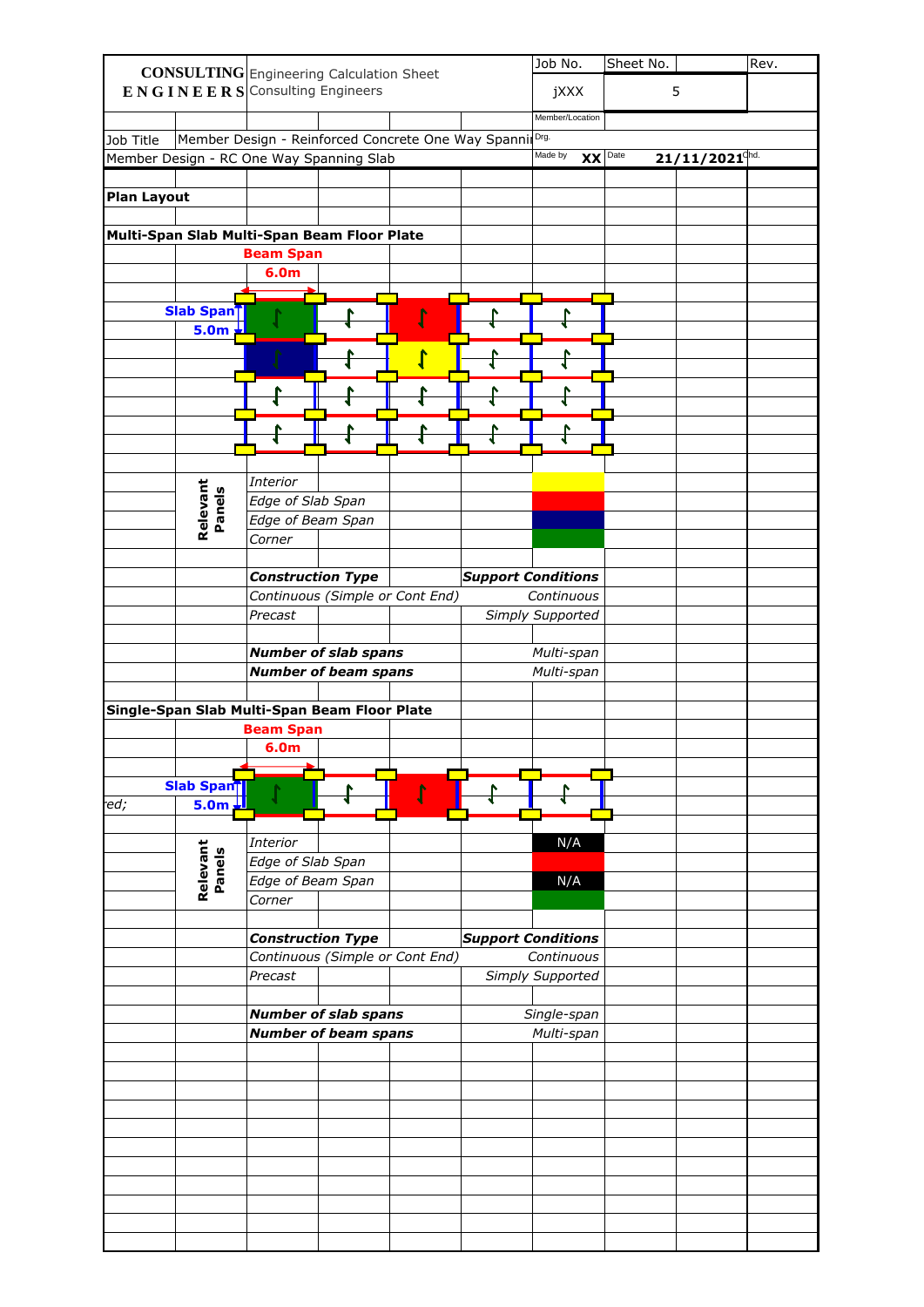| CONSULTING ENGINEERS | Engineering Calculation Sheet Consulting Engineers | Job No. | Sheet No. | Rev. |
|---|---|---|---|---|
| | | jXXX | 5 | |
| | | Member/Location | | |
| Job Title | Member Design - Reinforced Concrete One Way Spanning Slab | Drg. | | |
| Member Design - RC One Way Spanning Slab | | Made by XX | Date 21/11/2021 | Chd. |

**Plan Layout**

**Multi-Span Slab Multi-Span Beam Floor Plate**

**Beam Span**
**6.0m**

**Slab Span**
**5.0m**

**Relevant Panels**

| | |
|---|---|
| *Interior* | (yellow) |
| *Edge of Slab Span* | (red) |
| *Edge of Beam Span* | (blue) |
| *Corner* | (green) |

| ***Construction Type*** | ***Support Conditions*** |
|---|---|
| *Continuous (Simple or Cont End)* | *Continuous* |
| *Precast* | *Simply Supported* |

| | |
|---|---|
| ***Number of slab spans*** | *Multi-span* |
| ***Number of beam spans*** | *Multi-span* |

**Single-Span Slab Multi-Span Beam Floor Plate**

**Beam Span**
**6.0m**

*ed;*

**Slab Span**
**5.0m**

**Relevant Panels**

| | |
|---|---|
| *Interior* | N/A |
| *Edge of Slab Span* | (red) |
| *Edge of Beam Span* | N/A |
| *Corner* | (green) |

| ***Construction Type*** | ***Support Conditions*** |
|---|---|
| *Continuous (Simple or Cont End)* | *Continuous* |
| *Precast* | *Simply Supported* |

| | |
|---|---|
| ***Number of slab spans*** | *Single-span* |
| ***Number of beam spans*** | *Multi-span* |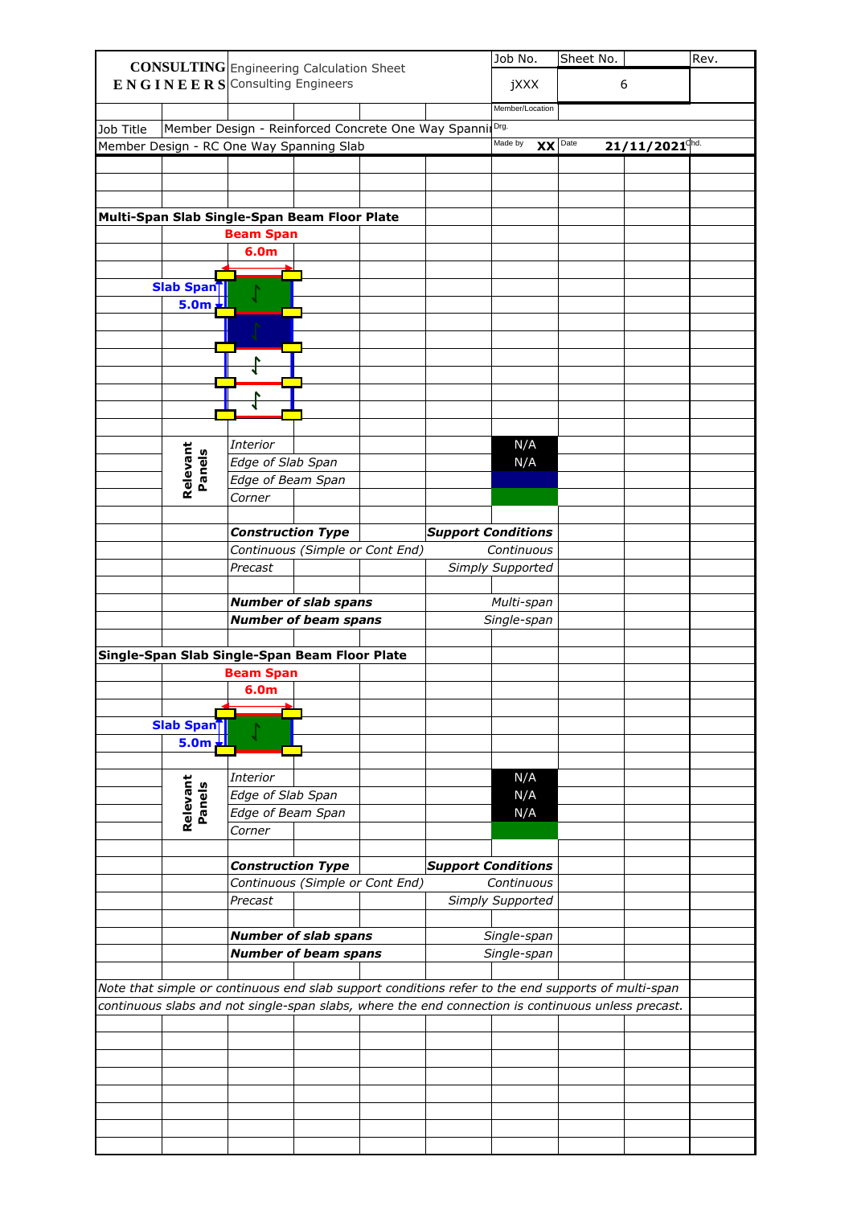| CONSULTING ENGINEERS | Engineering Calculation Sheet Consulting Engineers | Job No. | Sheet No. | Rev. |
|---|---|---|---|---|
| | | jXXX | 6 | |
| | | Member/Location | | |
| Job Title | Member Design - Reinforced Concrete One Way Spanning Slab | Drg. | | |
| Member Design - RC One Way Spanning Slab | | Made by XX | Date 21/11/2021 | Chd. |

**Multi-Span Slab Single-Span Beam Floor Plate**

Beam Span
6.0m

Slab Span
5.0m

| Relevant Panels | |
|---|---|
| *Interior* | N/A |
| *Edge of Slab Span* | N/A |
| *Edge of Beam Span* | |
| *Corner* | |

| ***Construction Type*** | ***Support Conditions*** |
|---|---|
| *Continuous (Simple or Cont End)* | *Continuous* |
| *Precast* | *Simply Supported* |

| | |
|---|---|
| ***Number of slab spans*** | *Multi-span* |
| ***Number of beam spans*** | *Single-span* |

**Single-Span Slab Single-Span Beam Floor Plate**

Beam Span
6.0m

Slab Span
5.0m

| Relevant Panels | |
|---|---|
| *Interior* | N/A |
| *Edge of Slab Span* | N/A |
| *Edge of Beam Span* | N/A |
| *Corner* | |

| ***Construction Type*** | ***Support Conditions*** |
|---|---|
| *Continuous (Simple or Cont End)* | *Continuous* |
| *Precast* | *Simply Supported* |

| | |
|---|---|
| ***Number of slab spans*** | *Single-span* |
| ***Number of beam spans*** | *Single-span* |

*Note that simple or continuous end slab support conditions refer to the end supports of multi-span continuous slabs and not single-span slabs, where the end connection is continuous unless precast.*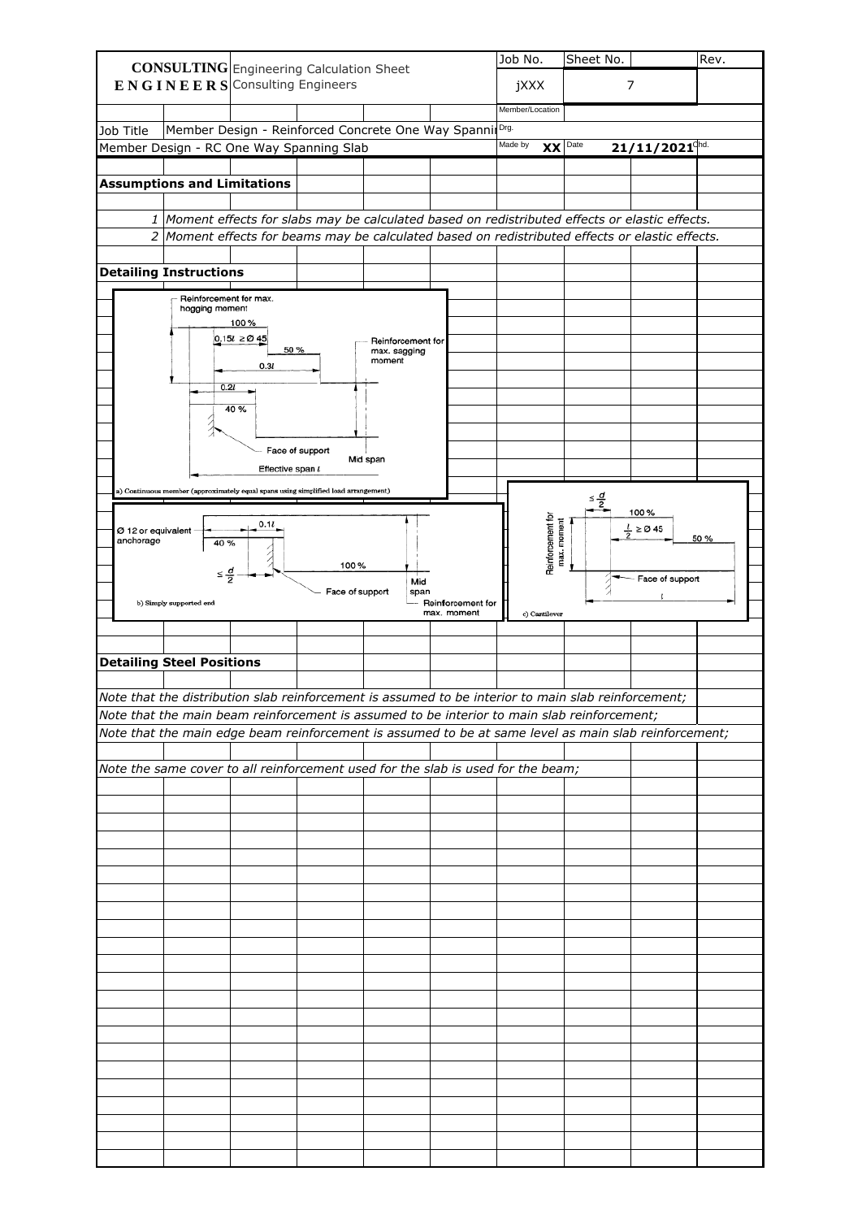| **CONSULTING** Engineering Calculation Sheet | Job No. | Sheet No. | | Rev. |
|---|---|---|---|---|
| **ENGINEERS** Consulting Engineers | jXXX | 7 | | |
| | Member/Location | | | |
| Job Title: Member Design - Reinforced Concrete One Way Spanning | Drg. | | | |
| Member Design - RC One Way Spanning Slab | Made by XX | Date 21/11/2021 | Chd. | |

## Assumptions and Limitations

1. *Moment effects for slabs may be calculated based on redistributed effects or elastic effects.*
2. *Moment effects for beams may be calculated based on redistributed effects or elastic effects.*

## Detailing Instructions

a) Continuous member (approximately equal spans using simplified load arrangement)

Reinforcement for max. hogging moment; 100 %; $0.15l \geq Ø 45$; 50 %; $0.3l$; $0.2l$; 40 %; Reinforcement for max. sagging moment; Face of support; Mid span; Effective span $l$

b) Simply supported end

Ø 12 or equivalent anchorage; 40 %; $0.1l$; $\leq \frac{d}{2}$; 100 %; Face of support; Mid span; Reinforcement for max. moment

c) Cantilever

Reinforcement for max. moment; $\leq \frac{d}{2}$; 100 %; $\frac{l}{2} \geq Ø 45$; 50 %; Face of support; $l$

## Detailing Steel Positions

*Note that the distribution slab reinforcement is assumed to be interior to main slab reinforcement;*

*Note that the main beam reinforcement is assumed to be interior to main slab reinforcement;*

*Note that the main edge beam reinforcement is assumed to be at same level as main slab reinforcement;*

*Note the same cover to all reinforcement used for the slab is used for the beam;*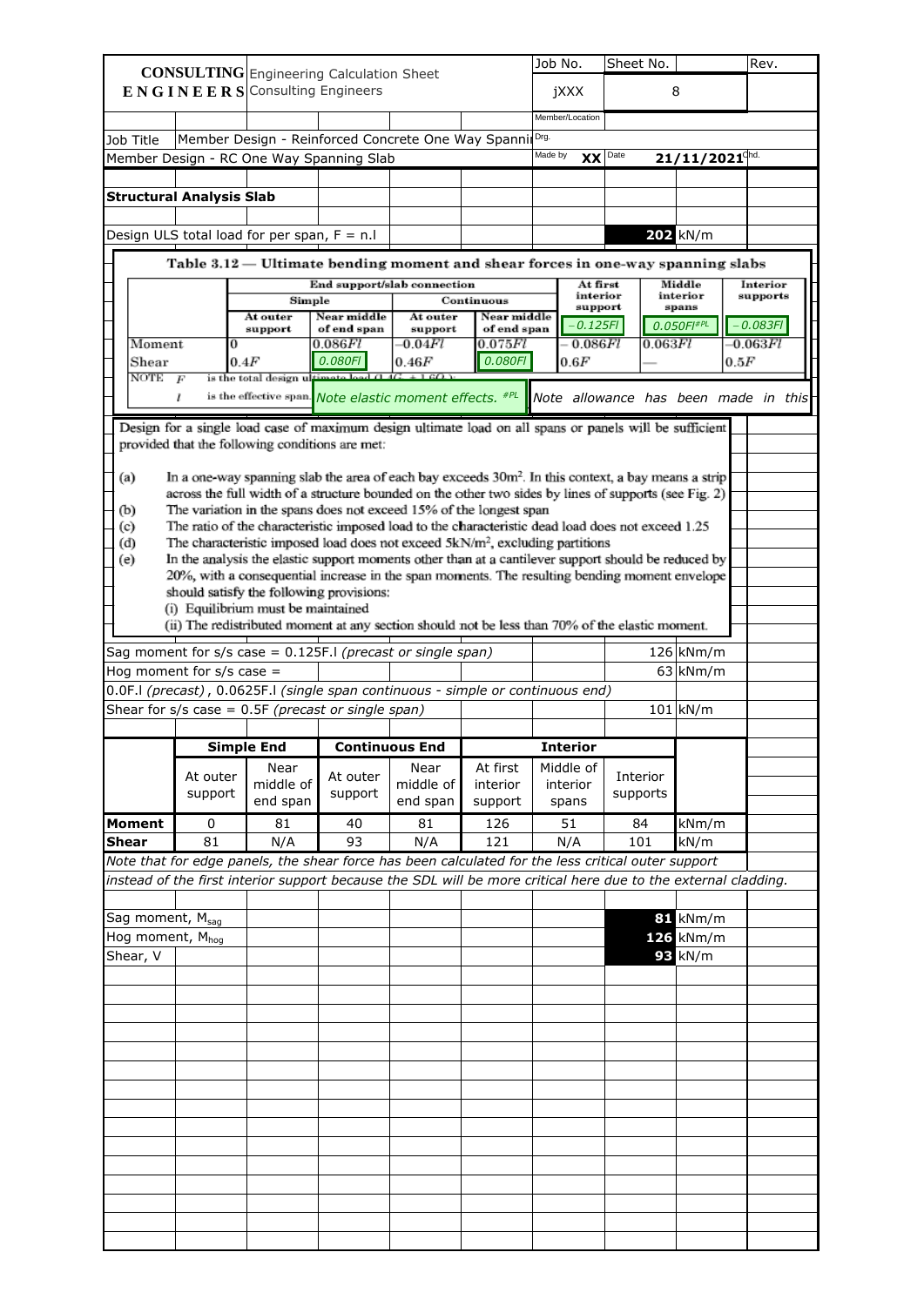**CONSULTING ENGINEERS** Engineering Calculation Sheet
Consulting Engineers

| Job No. | Sheet No. | | Rev. |
|---|---|---|---|
| jXXX | 8 | | |

Member/Location

Job Title: Member Design - Reinforced Concrete One Way Spanning

Drg.

Member Design - RC One Way Spanning Slab

Made by: XX | Date: 21/11/2021 | Chd.

## Structural Analysis Slab

Design ULS total load for per span, F = n.l — **202** kN/m

**Table 3.12 — Ultimate bending moment and shear forces in one-way spanning slabs**

| | End support/slab connection | | | | At first interior support | Middle interior spans | Interior supports |
|---|---|---|---|---|---|---|---|
| | Simple | | Continuous | | | | |
| | At outer support | Near middle of end span | At outer support | Near middle of end span | $-0.125Fl$ | $0.050Fl^{\#PL}$ | $-0.083Fl$ |
| Moment | 0 | $0.086Fl$ | $-0.04Fl$ | $0.075Fl$ | $-0.086Fl$ | $0.063Fl$ | $-0.063Fl$ |
| Shear | $0.4F$ | $0.080Fl$ | $0.46F$ | $0.080Fl$ | $0.6F$ | — | $0.5F$ |

NOTE $F$ is the total design ultimate load ($1.4G_k + 1.6Q_k$);
$l$ is the effective span. *Note elastic moment effects.* $^{\#PL}$ *Note allowance has been made in this*

Design for a single load case of maximum design ultimate load on all spans or panels will be sufficient provided that the following conditions are met:

(a) In a one-way spanning slab the area of each bay exceeds 30m². In this context, a bay means a strip across the full width of a structure bounded on the other two sides by lines of supports (see Fig. 2)
(b) The variation in the spans does not exceed 15% of the longest span
(c) The ratio of the characteristic imposed load to the characteristic dead load does not exceed 1.25
(d) The characteristic imposed load does not exceed 5kN/m², excluding partitions
(e) In the analysis the elastic support moments other than at a cantilever support should be reduced by 20%, with a consequential increase in the span moments. The resulting bending moment envelope should satisfy the following provisions:
  (i) Equilibrium must be maintained
  (ii) The redistributed moment at any section should not be less than 70% of the elastic moment.

Sag moment for s/s case = 0.125F.l *(precast or single span)* — 126 kNm/m

Hog moment for s/s case = — 63 kNm/m

0.0F.l *(precast)* , 0.0625F.l *(single span continuous - simple or continuous end)*

Shear for s/s case = 0.5F *(precast or single span)* — 101 kN/m

| | Simple End | | Continuous End | | Interior | | | |
|---|---|---|---|---|---|---|---|---|
| | At outer support | Near middle of end span | At outer support | Near middle of end span | At first interior support | Middle of interior spans | Interior supports | |
| **Moment** | 0 | 81 | 40 | 81 | 126 | 51 | 84 | kNm/m |
| **Shear** | 81 | N/A | 93 | N/A | 121 | N/A | 101 | kN/m |

*Note that for edge panels, the shear force has been calculated for the less critical outer support instead of the first interior support because the SDL will be more critical here due to the external cladding.*

Sag moment, $M_{sag}$ — **81** kNm/m

Hog moment, $M_{hog}$ — **126** kNm/m

Shear, V — **93** kN/m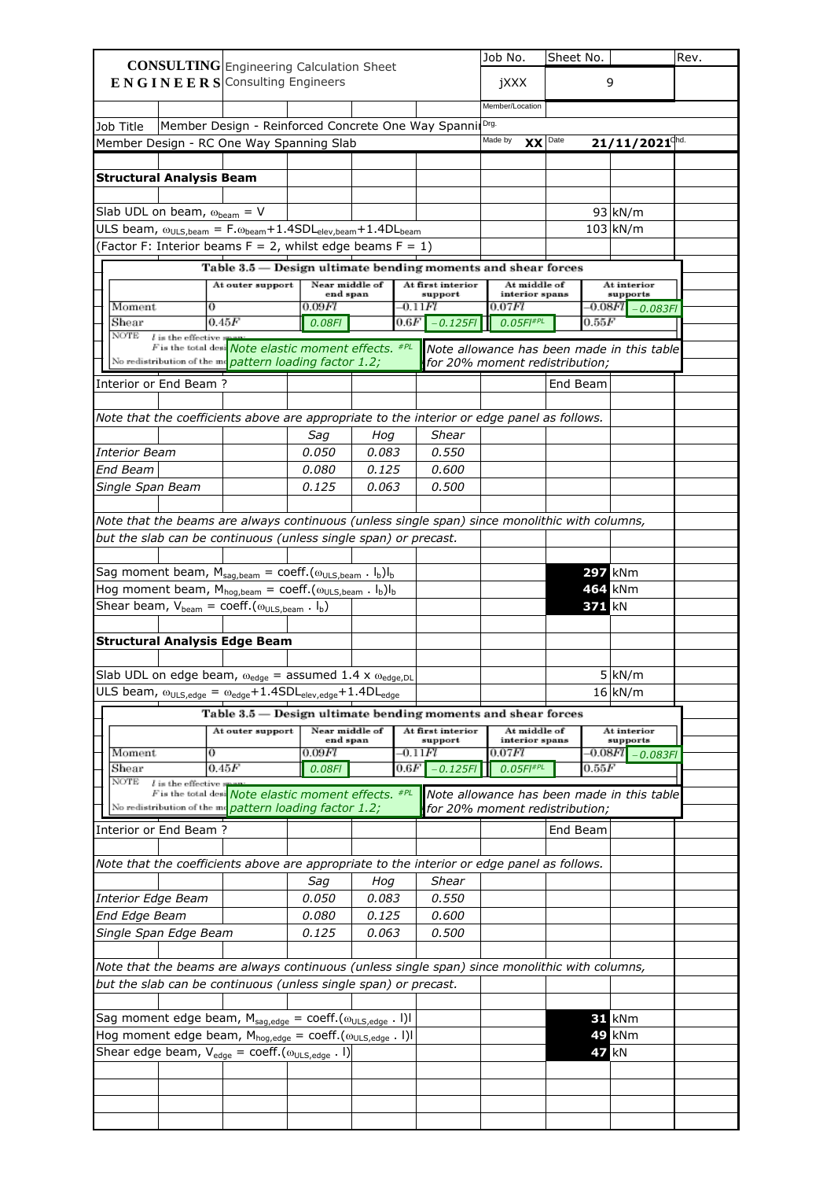**CONSULTING ENGINEERS** Engineering Calculation Sheet
Consulting Engineers

| Job No. | Sheet No. | | Rev. |
|---|---|---|---|
| jXXX | 9 | | |
| Member/Location | | | |
| Drg. | | | |
| Made by XX | Date 21/11/2021 | Chd. | |

Job Title: Member Design - Reinforced Concrete One Way Spanning

Member Design - RC One Way Spanning Slab

## Structural Analysis Beam

Slab UDL on beam, $\omega_{beam}$ = V — 93 kN/m

ULS beam, $\omega_{ULS,beam}$ = F.$\omega_{beam}$+1.4$SDL_{elev,beam}$+1.4$DL_{beam}$ — 103 kN/m

(Factor F: Interior beams F = 2, whilst edge beams F = 1)

**Table 3.5 — Design ultimate bending moments and shear forces**

| | At outer support | Near middle of end span | At first interior support | At middle of interior spans | At interior supports |
|---|---|---|---|---|---|
| Moment | 0 | 0.09$Fl$ | −0.11$Fl$ | 0.07$Fl$ | −0.08$Fl$ / −0.083$Fl$ |
| Shear | 0.45$F$ | 0.08$Fl$ | 0.6$F$ / −0.125$Fl$ | 0.05$Fl$ #PL | 0.55$F$ |

NOTE $l$ is the effective span; $F$ is the total design... No redistribution of the moments...

Note elastic moment effects. #PL pattern loading factor 1.2;

Note allowance has been made in this table for 20% moment redistribution;

Interior or End Beam ? — End Beam

*Note that the coefficients above are appropriate to the interior or edge panel as follows.*

| | *Sag* | *Hog* | *Shear* |
|---|---|---|---|
| *Interior Beam* | *0.050* | *0.083* | *0.550* |
| *End Beam* | *0.080* | *0.125* | *0.600* |
| *Single Span Beam* | *0.125* | *0.063* | *0.500* |

*Note that the beams are always continuous (unless single span) since monolithic with columns, but the slab can be continuous (unless single span) or precast.*

Sag moment beam, $M_{sag,beam}$ = coeff.($\omega_{ULS,beam}$ . $l_b$)$l_b$ — **297** kNm

Hog moment beam, $M_{hog,beam}$ = coeff.($\omega_{ULS,beam}$ . $l_b$)$l_b$ — **464** kNm

Shear beam, $V_{beam}$ = coeff.($\omega_{ULS,beam}$ . $l_b$) — **371** kN

## Structural Analysis Edge Beam

Slab UDL on edge beam, $\omega_{edge}$ = assumed 1.4 x $\omega_{edge,DL}$ — 5 kN/m

ULS beam, $\omega_{ULS,edge}$ = $\omega_{edge}$+1.4$SDL_{elev,edge}$+1.4$DL_{edge}$ — 16 kN/m

**Table 3.5 — Design ultimate bending moments and shear forces**

| | At outer support | Near middle of end span | At first interior support | At middle of interior spans | At interior supports |
|---|---|---|---|---|---|
| Moment | 0 | 0.09$Fl$ | −0.11$Fl$ | 0.07$Fl$ | −0.08$Fl$ / −0.083$Fl$ |
| Shear | 0.45$F$ | 0.08$Fl$ | 0.6$F$ / −0.125$Fl$ | 0.05$Fl$ #PL | 0.55$F$ |

NOTE $l$ is the effective span; $F$ is the total design... No redistribution of the moments...

Note elastic moment effects. #PL pattern loading factor 1.2;

Note allowance has been made in this table for 20% moment redistribution;

Interior or End Beam ? — End Beam

*Note that the coefficients above are appropriate to the interior or edge panel as follows.*

| | *Sag* | *Hog* | *Shear* |
|---|---|---|---|
| *Interior Edge Beam* | *0.050* | *0.083* | *0.550* |
| *End Edge Beam* | *0.080* | *0.125* | *0.600* |
| *Single Span Edge Beam* | *0.125* | *0.063* | *0.500* |

*Note that the beams are always continuous (unless single span) since monolithic with columns, but the slab can be continuous (unless single span) or precast.*

Sag moment edge beam, $M_{sag,edge}$ = coeff.($\omega_{ULS,edge}$ . l)l — **31** kNm

Hog moment edge beam, $M_{hog,edge}$ = coeff.($\omega_{ULS,edge}$ . l)l — **49** kNm

Shear edge beam, $V_{edge}$ = coeff.($\omega_{ULS,edge}$ . l) — **47** kN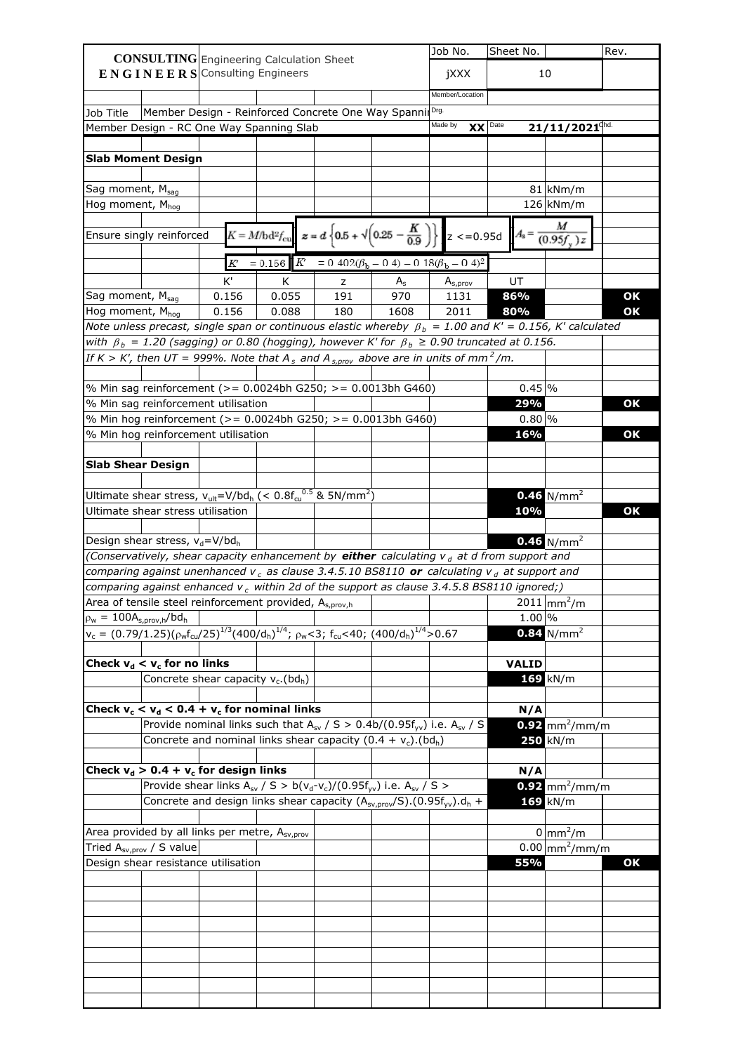| **CONSULTING ENGINEERS** | Engineering Calculation Sheet Consulting Engineers | Job No. | Sheet No. | Rev. |
|---|---|---|---|---|
| | | jXXX | 10 | |
| | | Member/Location | | |
| Job Title | Member Design - Reinforced Concrete One Way Spanning Slab | Drg. | | |
| Member Design - RC One Way Spanning Slab | | Made by XX | Date 21/11/2021 | Chd. |

## Slab Moment Design

| | | | |
|---|---|---|---|
| Sag moment, $M_{sag}$ | | 81 | kNm/m |
| Hog moment, $M_{hog}$ | | 126 | kNm/m |

Ensure singly reinforced: $K = M/bd^2f_{cu}$ ; $z = d\left\{0.5 + \sqrt{\left(0.25 - \frac{K}{0.9}\right)}\right\}$ ; $z \le 0.95d$ ; $A_s = \frac{M}{(0.95f_y)z}$

$K' = 0.156$ ; $K' = 0.402(\beta_b - 0.4) - 0.18(\beta_b - 0.4)^2$

| | K' | K | z | $A_s$ | $A_{s,prov}$ | UT | |
|---|---|---|---|---|---|---|---|
| Sag moment, $M_{sag}$ | 0.156 | 0.055 | 191 | 970 | 1131 | **86%** | **OK** |
| Hog moment, $M_{hog}$ | 0.156 | 0.088 | 180 | 1608 | 2011 | **80%** | **OK** |

*Note unless precast, single span or continuous elastic whereby $\beta_b$ = 1.00 and K' = 0.156, K' calculated with $\beta_b$ = 1.20 (sagging) or 0.80 (hogging), however K' for $\beta_b$ ≥ 0.90 truncated at 0.156.*
*If K > K', then UT = 999%. Note that $A_s$ and $A_{s,prov}$ above are in units of $mm^2/m$.*

| | | | |
|---|---|---|---|
| % Min sag reinforcement (>= 0.0024bh G250; >= 0.0013bh G460) | 0.45 | % | |
| % Min sag reinforcement utilisation | **29%** | | **OK** |
| % Min hog reinforcement (>= 0.0024bh G250; >= 0.0013bh G460) | 0.80 | % | |
| % Min hog reinforcement utilisation | **16%** | | **OK** |

## Slab Shear Design

| | | | |
|---|---|---|---|
| Ultimate shear stress, $v_{ult}=V/bd_h$ (< $0.8f_{cu}^{0.5}$ & $5N/mm^2$) | **0.46** | $N/mm^2$ | |
| Ultimate shear stress utilisation | **10%** | | **OK** |
| Design shear stress, $v_d=V/bd_h$ | **0.46** | $N/mm^2$ | |

*(Conservatively, shear capacity enhancement by **either** calculating $v_d$ at d from support and comparing against unenhanced $v_c$ as clause 3.4.5.10 BS8110 **or** calculating $v_d$ at support and comparing against enhanced $v_c$ within 2d of the support as clause 3.4.5.8 BS8110 ignored;)*

| | | | |
|---|---|---|---|
| Area of tensile steel reinforcement provided, $A_{s,prov,h}$ | 2011 | $mm^2/m$ | |
| $\rho_w = 100A_{s,prov,h}/bd_h$ | 1.00 | % | |
| $v_c = (0.79/1.25)(\rho_w f_{cu}/25)^{1/3}(400/d_h)^{1/4}$; $\rho_w$<3; $f_{cu}$<40; $(400/d_h)^{1/4}$>0.67 | **0.84** | $N/mm^2$ | |
| **Check $v_d < v_c$ for no links** | **VALID** | | |
| Concrete shear capacity $v_c.(bd_h)$ | **169** | kN/m | |
| **Check $v_c < v_d < 0.4 + v_c$ for nominal links** | **N/A** | | |
| Provide nominal links such that $A_{sv}$ / S > $0.4b/(0.95f_{yv})$ i.e. $A_{sv}$ / S | **0.92** | $mm^2/mm/m$ | |
| Concrete and nominal links shear capacity $(0.4 + v_c).(bd_h)$ | **250** | kN/m | |
| **Check $v_d > 0.4 + v_c$ for design links** | **N/A** | | |
| Provide shear links $A_{sv}$ / S > $b(v_d-v_c)/(0.95f_{yv})$ i.e. $A_{sv}$ / S > | **0.92** | $mm^2/mm/m$ | |
| Concrete and design links shear capacity $(A_{sv,prov}/S).(0.95f_{yv}).d_h$ + | **169** | kN/m | |
| Area provided by all links per metre, $A_{sv,prov}$ | 0 | $mm^2/m$ | |
| Tried $A_{sv,prov}$ / S value | 0.00 | $mm^2/mm/m$ | |
| Design shear resistance utilisation | **55%** | | **OK** |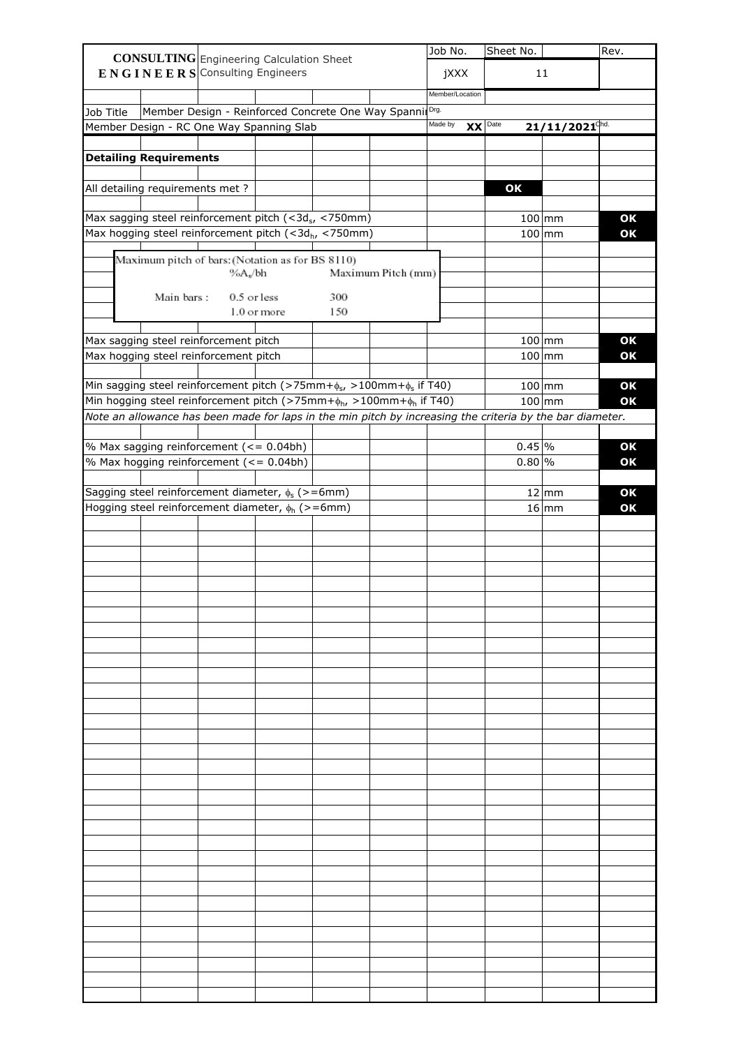| **CONSULTING** **E N G I N E E R S** | Engineering Calculation Sheet Consulting Engineers | Job No. | Sheet No. | Rev. |
|---|---|---|---|---|
| | | jXXX | 11 | |
| | | Member/Location | | |
| Job Title | Member Design - Reinforced Concrete One Way Spanni | Drg. | | |
| Member Design - RC One Way Spanning Slab | | Made by **XX** | Date **21/11/2021** | Chd. |

**Detailing Requirements**

| | | | |
|---|---|---|---|
| All detailing requirements met ? | **OK** | | |
| Max sagging steel reinforcement pitch ($<3d_s$, <750mm) | 100 | mm | **OK** |
| Max hogging steel reinforcement pitch ($<3d_h$, <750mm) | 100 | mm | **OK** |

Maximum pitch of bars: (Notation as for BS 8110)

| | $\%A_s/bh$ | Maximum Pitch (mm) |
|---|---|---|
| Main bars : | 0.5 or less | 300 |
| | 1.0 or more | 150 |

| | | | |
|---|---|---|---|
| Max sagging steel reinforcement pitch | 100 | mm | **OK** |
| Max hogging steel reinforcement pitch | 100 | mm | **OK** |
| Min sagging steel reinforcement pitch (>75mm+$\phi_s$, >100mm+$\phi_s$ if T40) | 100 | mm | **OK** |
| Min hogging steel reinforcement pitch (>75mm+$\phi_h$, >100mm+$\phi_h$ if T40) | 100 | mm | **OK** |

*Note an allowance has been made for laps in the min pitch by increasing the criteria by the bar diameter.*

| | | | |
|---|---|---|---|
| % Max sagging reinforcement (<= 0.04bh) | 0.45 | % | **OK** |
| % Max hogging reinforcement (<= 0.04bh) | 0.80 | % | **OK** |
| Sagging steel reinforcement diameter, $\phi_s$ (>=6mm) | 12 | mm | **OK** |
| Hogging steel reinforcement diameter, $\phi_h$ (>=6mm) | 16 | mm | **OK** |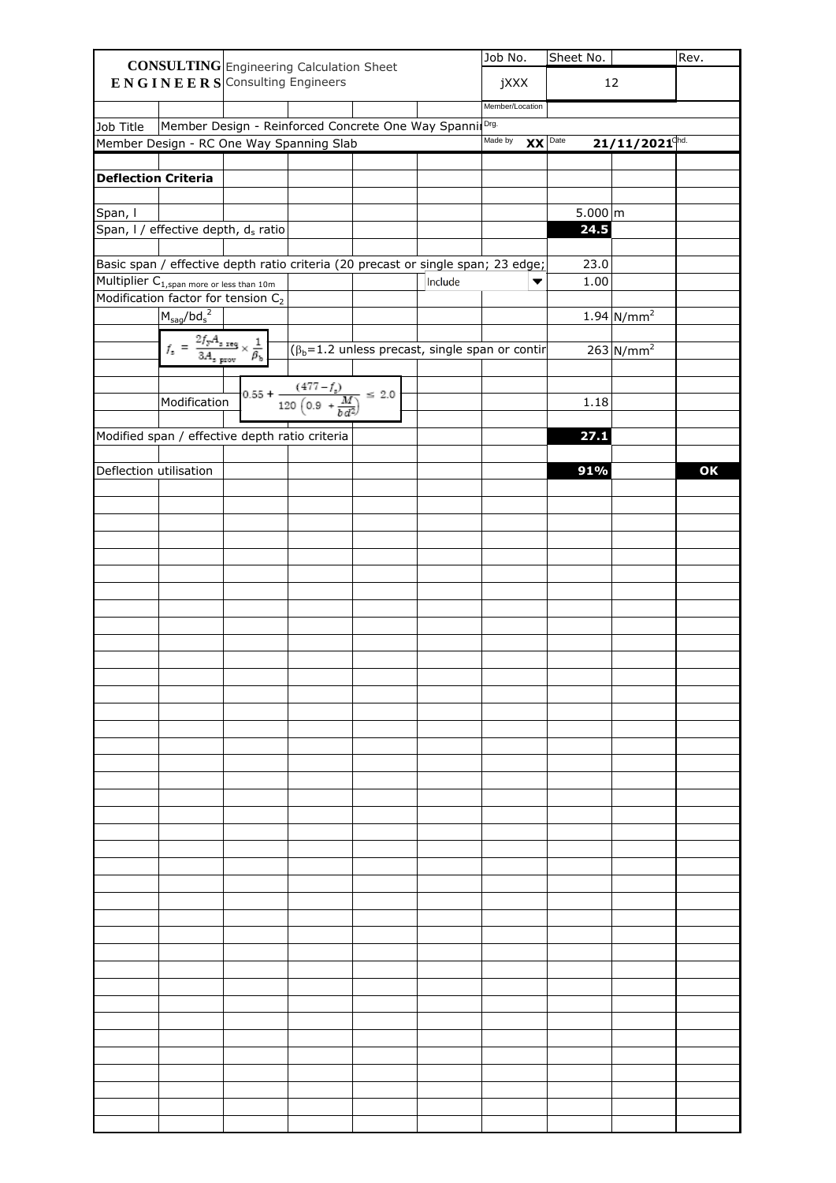| CONSULTING ENGINEERS | Engineering Calculation Sheet<br>Consulting Engineers | Job No.<br>jXXX | Sheet No.<br>12 | Rev. |
|---|---|---|---|---|
| | | Member/Location | | |
| Job Title | Member Design - Reinforced Concrete One Way Spanni | Drg. | | |
| Member Design - RC One Way Spanning Slab | | Made by XX | Date 21/11/2021 | Chd. |

**Deflection Criteria**

| | | |
|---|---|---|
| Span, l | 5.000 | m |
| Span, l / effective depth, $d_s$ ratio | **24.5** | |
| Basic span / effective depth ratio criteria (20 precast or single span; 23 edge; | 23.0 | |
| Multiplier $C_{1,\text{span more or less than 10m}}$ — Include | 1.00 | |
| Modification factor for tension $C_2$ | | |
| $M_{sag}/bd_s^2$ | 1.94 | N/mm² |
| $f_s = \frac{2 f_y A_{s\,req}}{3 A_{s\,prov}} \times \frac{1}{\beta_b}$ ($\beta_b$=1.2 unless precast, single span or contir | 263 | N/mm² |
| Modification $0.55 + \frac{(477 - f_s)}{120\left(0.9 + \frac{M}{bd^2}\right)} \leq 2.0$ | 1.18 | |
| Modified span / effective depth ratio criteria | **27.1** | |
| Deflection utilisation | **91%** | **OK** |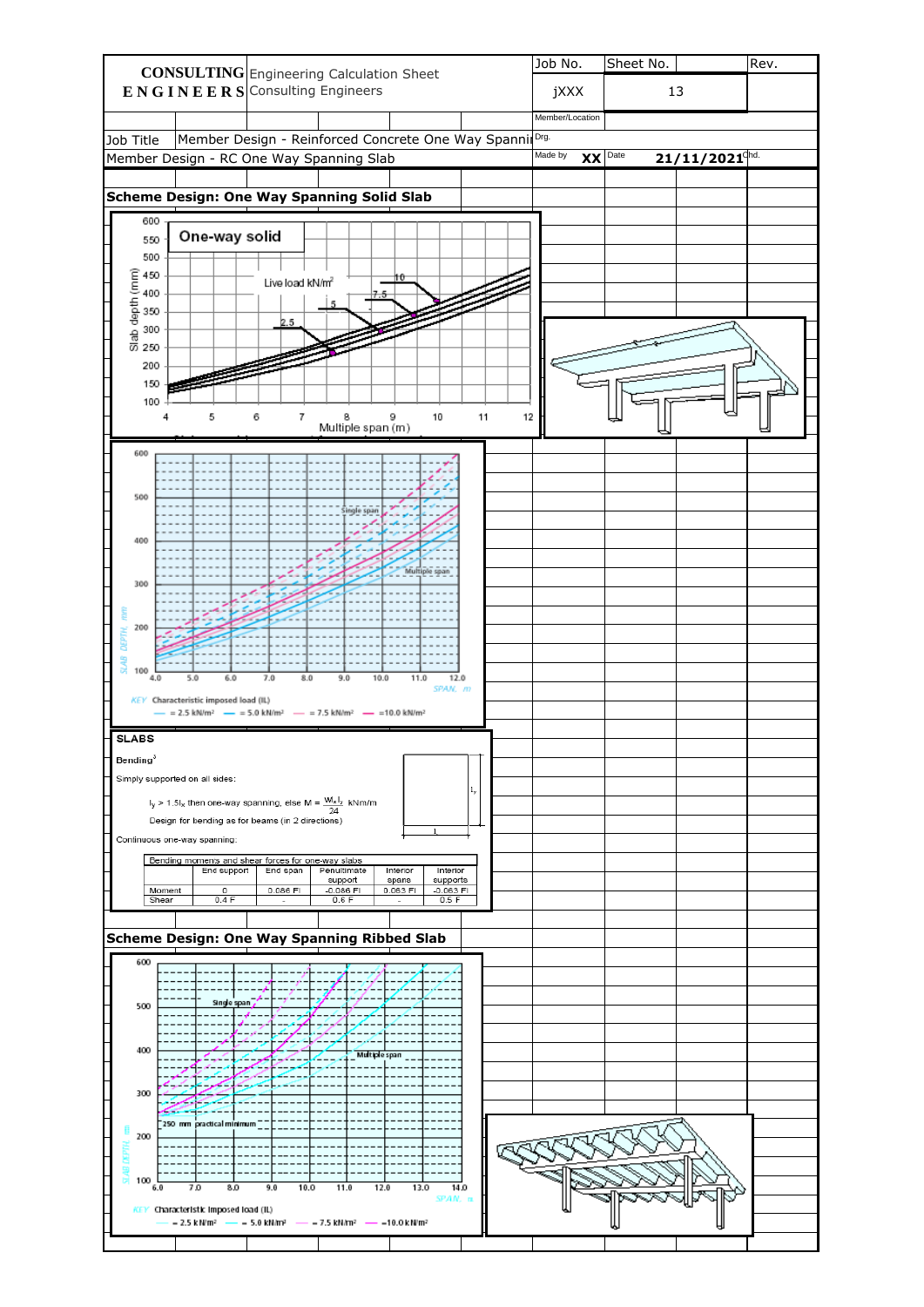| CONSULTING ENGINEERS | Engineering Calculation Sheet Consulting Engineers | Job No. | Sheet No. | Rev. |
|---|---|---|---|---|
| | | jXXX | 13 | |
| | | Member/Location | | |
| Job Title | Member Design - Reinforced Concrete One Way Spanning | Drg. | | |
| Member Design - RC One Way Spanning Slab | | Made by XX | Date 21/11/2021 | Chd. |

## Scheme Design: One Way Spanning Solid Slab

One-way solid

Live load kN/m²: 2.5, 5, 7.5, 10

Slab depth (mm) vs Multiple span (m)

Single span

Multiple span

SLAB DEPTH, mm

SPAN, m

KEY Characteristic imposed load (IL)

— = 2.5 kN/m² — = 5.0 kN/m² — = 7.5 kN/m² — =10.0 kN/m²

**SLABS**

Bending[3]

Simply supported on all sides:

$l_y > 1.5 l_x$ then one-way spanning, else $M = \frac{W l_x l_y}{24}$ kNm/m

Design for bending as for beams (in 2 directions)

Continuous one-way spanning:

| Bending moments and shear forces for one-way slabs | End support | End span | Penultimate support | Interior spans | Interior supports |
|---|---|---|---|---|---|
| Moment | 0 | 0.086 Fl | -0.086 Fl | 0.063 Fl | -0.063 Fl |
| Shear | 0.4 F | - | 0.6 F | - | 0.5 F |

## Scheme Design: One Way Spanning Ribbed Slab

Single span

Multiple span

250 mm practical minimum

SLAB DEPTH, mm

SPAN, m

KEY Characteristic imposed load (IL)

— = 2.5 kN/m² — = 5.0 kN/m² — = 7.5 kN/m² — =10.0 kN/m²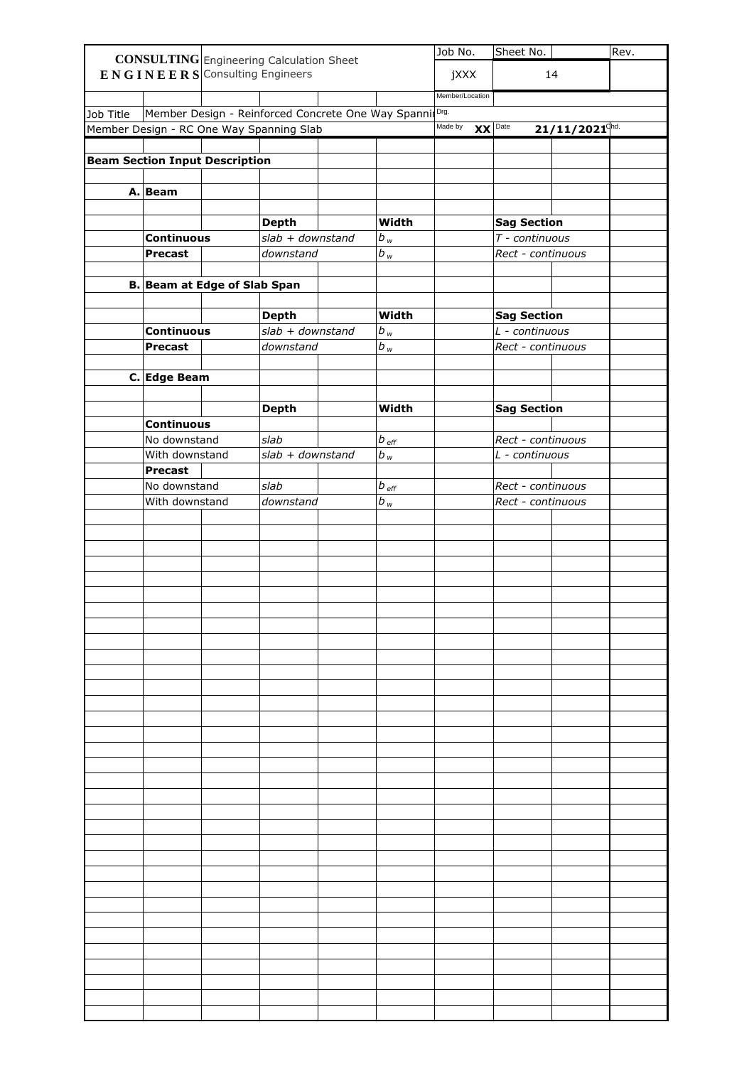| **CONSULTING ENGINEERS** | Engineering Calculation Sheet Consulting Engineers | Job No. | Sheet No. | Rev. |
|---|---|---|---|---|
| | | jXXX | 14 | |
| | | Member/Location | | |
| Job Title | Member Design - Reinforced Concrete One Way Spanning | Drg. | | |
| Member Design - RC One Way Spanning Slab | | Made by **XX** | Date **21/11/2021** | Chd. |

## Beam Section Input Description

### A. Beam

| | Depth | Width | Sag Section |
|---|---|---|---|
| **Continuous** | *slab + downstand* | $b_w$ | *T - continuous* |
| **Precast** | *downstand* | $b_w$ | *Rect - continuous* |

### B. Beam at Edge of Slab Span

| | Depth | Width | Sag Section |
|---|---|---|---|
| **Continuous** | *slab + downstand* | $b_w$ | *L - continuous* |
| **Precast** | *downstand* | $b_w$ | *Rect - continuous* |

### C. Edge Beam

| | Depth | Width | Sag Section |
|---|---|---|---|
| **Continuous** | | | |
| No downstand | *slab* | $b_{eff}$ | *Rect - continuous* |
| With downstand | *slab + downstand* | $b_w$ | *L - continuous* |
| **Precast** | | | |
| No downstand | *slab* | $b_{eff}$ | *Rect - continuous* |
| With downstand | *downstand* | $b_w$ | *Rect - continuous* |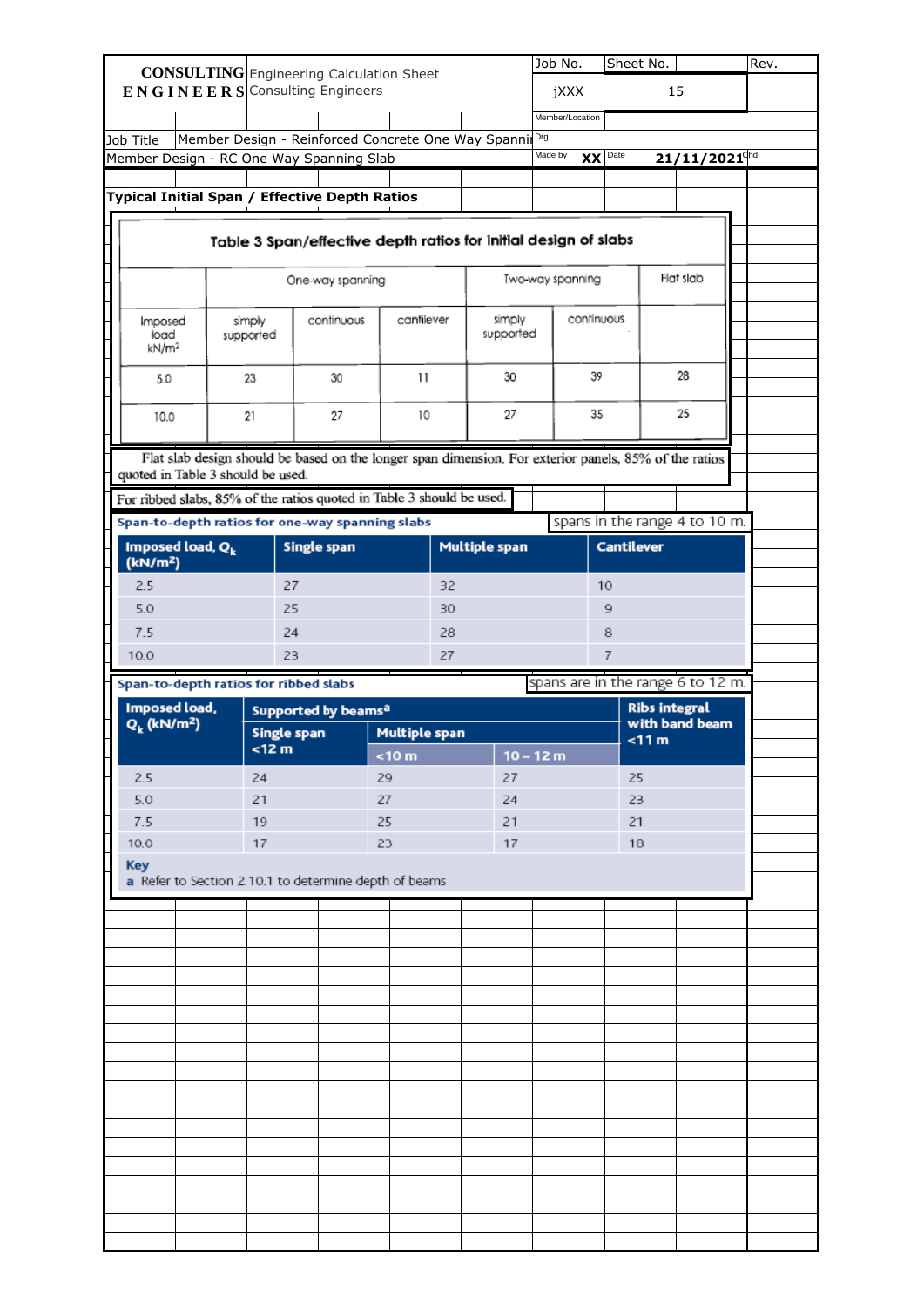| CONSULTING ENGINEERS | Engineering Calculation Sheet<br>Consulting Engineers | Job No. | Sheet No. | Rev. |
|---|---|---|---|---|
| | | jXXX | 15 | |

Member/Location

Job Title: Member Design - Reinforced Concrete One Way Spanning

Drg.

Member Design - RC One Way Spanning Slab

Made by: XX | Date: 21/11/2021 | Chd.

**Typical Initial Span / Effective Depth Ratios**

**Table 3 Span/effective depth ratios for initial design of slabs**

| | One-way spanning | | | Two-way spanning | | Flat slab |
|---|---|---|---|---|---|---|
| Imposed load kN/m² | simply supported | continuous | cantilever | simply supported | continuous | |
| 5.0 | 23 | 30 | 11 | 30 | 39 | 28 |
| 10.0 | 21 | 27 | 10 | 27 | 35 | 25 |

Flat slab design should be based on the longer span dimension. For exterior panels, 85% of the ratios quoted in Table 3 should be used.

For ribbed slabs, 85% of the ratios quoted in Table 3 should be used.

**Span-to-depth ratios for one-way spanning slabs** — spans in the range 4 to 10 m.

| Imposed load, $Q_k$ (kN/m²) | Single span | Multiple span | Cantilever |
|---|---|---|---|
| 2.5 | 27 | 32 | 10 |
| 5.0 | 25 | 30 | 9 |
| 7.5 | 24 | 28 | 8 |
| 10.0 | 23 | 27 | 7 |

**Span-to-depth ratios for ribbed slabs** — spans are in the range 6 to 12 m.

| Imposed load, $Q_k$ (kN/m²) | Supported by beams[a] | | | Ribs integral with band beam <11 m |
|---|---|---|---|---|
| | Single span <12 m | Multiple span | | |
| | | <10 m | 10 – 12 m | |
| 2.5 | 24 | 29 | 27 | 25 |
| 5.0 | 21 | 27 | 24 | 23 |
| 7.5 | 19 | 25 | 21 | 21 |
| 10.0 | 17 | 23 | 17 | 18 |

**Key**

a Refer to Section 2.10.1 to determine depth of beams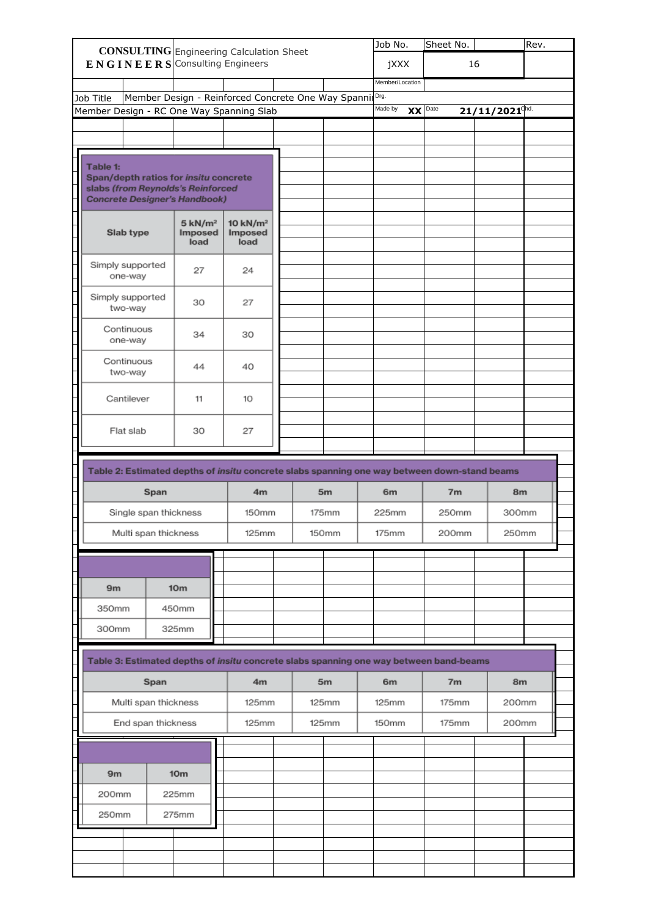| CONSULTING ENGINEERS | Engineering Calculation Sheet / Consulting Engineers | Job No. | Sheet No. | Rev. |
|---|---|---|---|---|
| | | jXXX | 16 | |
| | | Member/Location | | |
| Job Title | Member Design - Reinforced Concrete One Way Spanning Slab | Drg. | | |
| Member Design - RC One Way Spanning Slab | | Made by XX | Date 21/11/2021 | Chd. |

**Table 1:**
**Span/depth ratios for *insitu* concrete slabs *(from Reynolds's Reinforced Concrete Designer's Handbook)***

| Slab type | 5 kN/m² Imposed load | 10 kN/m² Imposed load |
|---|---|---|
| Simply supported one-way | 27 | 24 |
| Simply supported two-way | 30 | 27 |
| Continuous one-way | 34 | 30 |
| Continuous two-way | 44 | 40 |
| Cantilever | 11 | 10 |
| Flat slab | 30 | 27 |

**Table 2: Estimated depths of *insitu* concrete slabs spanning one way between down-stand beams**

| Span | 4m | 5m | 6m | 7m | 8m | 9m | 10m |
|---|---|---|---|---|---|---|---|
| Single span thickness | 150mm | 175mm | 225mm | 250mm | 300mm | 350mm | 450mm |
| Multi span thickness | 125mm | 150mm | 175mm | 200mm | 250mm | 300mm | 325mm |

**Table 3: Estimated depths of *insitu* concrete slabs spanning one way between band-beams**

| Span | 4m | 5m | 6m | 7m | 8m | 9m | 10m |
|---|---|---|---|---|---|---|---|
| Multi span thickness | 125mm | 125mm | 125mm | 175mm | 200mm | 200mm | 225mm |
| End span thickness | 125mm | 125mm | 150mm | 175mm | 200mm | 250mm | 275mm |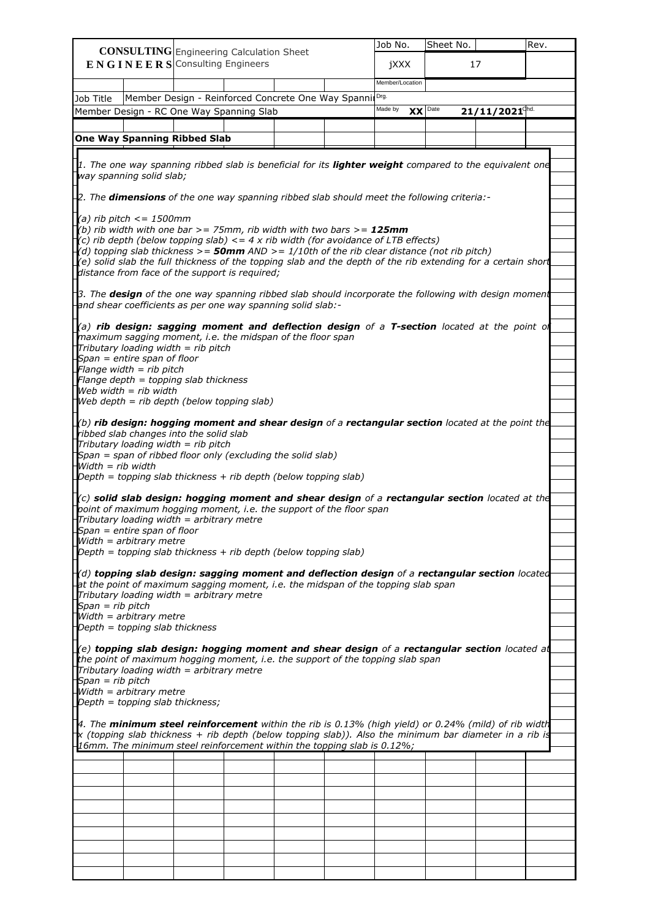| CONSULTING ENGINEERS | Engineering Calculation Sheet Consulting Engineers | Job No. | Sheet No. | Rev. |
|---|---|---|---|---|
| | | jXXX | 17 | |
| | | Member/Location | | |
| Job Title | Member Design - Reinforced Concrete One Way Spanning | Drg. | | |
| Member Design - RC One Way Spanning Slab | | Made by XX | Date 21/11/2021 | Chd. |

**One Way Spanning Ribbed Slab**

*1. The one way spanning ribbed slab is beneficial for its **lighter weight** compared to the equivalent one way spanning solid slab;*

*2. The **dimensions** of the one way spanning ribbed slab should meet the following criteria:-*

*(a) rib pitch <= 1500mm*
*(b) rib width with one bar >= 75mm, rib width with two bars >= **125mm***
*(c) rib depth (below topping slab) <= 4 x rib width (for avoidance of LTB effects)*
*(d) topping slab thickness >= **50mm** AND >= 1/10th of the rib clear distance (not rib pitch)*
*(e) solid slab the full thickness of the topping slab and the depth of the rib extending for a certain short distance from face of the support is required;*

*3. The **design** of the one way spanning ribbed slab should incorporate the following with design moment and shear coefficients as per one way spanning solid slab:-*

*(a) **rib design: sagging moment and deflection design** of a **T-section** located at the point of maximum sagging moment, i.e. the midspan of the floor span*
*Tributary loading width = rib pitch*
*Span = entire span of floor*
*Flange width = rib pitch*
*Flange depth = topping slab thickness*
*Web width = rib width*
*Web depth = rib depth (below topping slab)*

*(b) **rib design: hogging moment and shear design** of a **rectangular section** located at the point the ribbed slab changes into the solid slab*
*Tributary loading width = rib pitch*
*Span = span of ribbed floor only (excluding the solid slab)*
*Width = rib width*
*Depth = topping slab thickness + rib depth (below topping slab)*

*(c) **solid slab design: hogging moment and shear design** of a **rectangular section** located at the point of maximum hogging moment, i.e. the support of the floor span*
*Tributary loading width = arbitrary metre*
*Span = entire span of floor*
*Width = arbitrary metre*
*Depth = topping slab thickness + rib depth (below topping slab)*

*(d) **topping slab design: sagging moment and deflection design** of a **rectangular section** located at the point of maximum sagging moment, i.e. the midspan of the topping slab span*
*Tributary loading width = arbitrary metre*
*Span = rib pitch*
*Width = arbitrary metre*
*Depth = topping slab thickness*

*(e) **topping slab design: hogging moment and shear design** of a **rectangular section** located at the point of maximum hogging moment, i.e. the support of the topping slab span*
*Tributary loading width = arbitrary metre*
*Span = rib pitch*
*Width = arbitrary metre*
*Depth = topping slab thickness;*

*4. The **minimum steel reinforcement** within the rib is 0.13% (high yield) or 0.24% (mild) of rib width x (topping slab thickness + rib depth (below topping slab)). Also the minimum bar diameter in a rib is 16mm. The minimum steel reinforcement within the topping slab is 0.12%;*